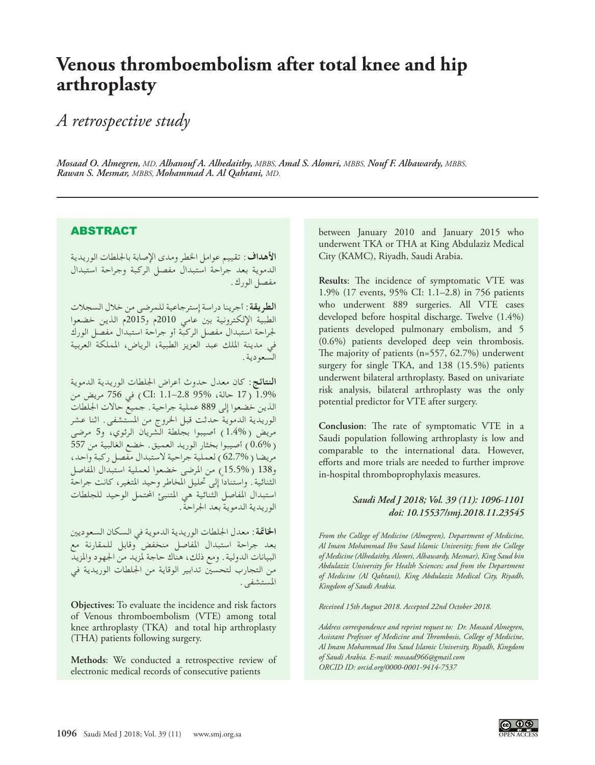# Venous thromboembolism after total knee and hip arthroplasty

## *A retrospective study*

***Mosaad O. Almegren,** MD, **Alhanouf A. Alhedaithy,** MBBS, **Amal S. Alomri,** MBBS, **Nouf F. Albawardy,** MBBS, **Rawan S. Mesmar,** MBBS, **Mohammad A. Al Qahtani,** MD.*

---

## ABSTRACT

**الأهداف**: تقييم عوامل الخطر ومدى الإصابة بالجلطات الوريدية الدموية بعد جراحة استبدال مفصل الركبة وجراحة استبدال مفصل الورك.

**الطريقة**: أجرينا دراسة إسترجاعية للمرضى من خلال السجلات الطبية الإلكترونية بين عامي 2010م و2015م الذين خضعوا لجراحة استبدال مفصل الركبة أو جراحة استبدال مفصل الورك في مدينة الملك عبد العزيز الطبية، الرياض، المملكة العربية السعودية.

**النتائج**: كان معدل حدوث أعراض الجلطات الوريدية الدموية 1.9% (17 حالة، 95% CI: 1.1–2.8) في 756 مريض من الذين خضعوا إلى 889 عملية جراحية. جميع حالات الجلطات الوريدية الدموية حدثت قبل الخروج من المستشفى. اثنا عشر مريض (1.4%) أصيبوا بجلطة الشريان الرئوي، و5 مرضى (0.6%) أصيبوا بخثار الوريد العميق. خضع الغالبية من 557 مريضا (62.7%) لعملية جراحية لاستبدال مفصل ركبة واحد، و138 (15.5%) من المرضى خضعوا لعملية استبدال المفاصل الثنائية. واستناداً إلى تحليل المخاطر وحيد المتغير، كانت جراحة استبدال المفاصل الثنائية هي المتنبئ المحتمل الوحيد للجلطات الوريدية الدموية بعد الجراحة.

**الخاتمة**: معدل الجلطات الوريدية الدموية في السكان السعوديين بعد جراحة استبدال المفاصل منخفض وقابل للمقارنة مع البيانات الدولية. ومع ذلك، هناك حاجة لمزيد من الجهود والمزيد من التجارب لتحسين تدابير الوقاية من الجلطات الوريدية في المستشفى.

**Objectives:** To evaluate the incidence and risk factors of Venous thromboembolism (VTE) among total knee arthroplasty (TKA) and total hip arthroplasty (THA) patients following surgery.

**Methods**: We conducted a retrospective review of electronic medical records of consecutive patients between January 2010 and January 2015 who underwent TKA or THA at King Abdulaziz Medical City (KAMC), Riyadh, Saudi Arabia.

**Results**: The incidence of symptomatic VTE was 1.9% (17 events, 95% CI: 1.1–2.8) in 756 patients who underwent 889 surgeries. All VTE cases developed before hospital discharge. Twelve (1.4%) patients developed pulmonary embolism, and 5 (0.6%) patients developed deep vein thrombosis. The majority of patients (n=557, 62.7%) underwent surgery for single TKA, and 138 (15.5%) patients underwent bilateral arthroplasty. Based on univariate risk analysis, bilateral arthroplasty was the only potential predictor for VTE after surgery.

**Conclusion**: The rate of symptomatic VTE in a Saudi population following arthroplasty is low and comparable to the international data. However, efforts and more trials are needed to further improve in-hospital thromboprophylaxis measures.

***Saudi Med J 2018; Vol. 39 (11): 1096-1101***
***doi: 10.15537/smj.2018.11.23545***

*From the College of Medicine (Almegren), Department of Medicine, Al Imam Mohammad Ibn Saud Islamic University; from the College of Medicine (Alhedaithy, Alomri, Albawardy, Mesmar), King Saud bin Abdulaziz University for Health Sciences; and from the Department of Medicine (Al Qahtani), King Abdulaziz Medical City, Riyadh, Kingdom of Saudi Arabia.*

*Received 15th August 2018. Accepted 22nd October 2018.*

*Address correspondence and reprint request to: Dr. Mosaad Almegren, Assistant Professor of Medicine and Thrombosis, College of Medicine, Al Imam Mohammad Ibn Saud Islamic University, Riyadh, Kingdom of Saudi Arabia. E-mail: mosaad966@gmail.com*
*ORCID ID: orcid.org/0000-0001-9414-7537*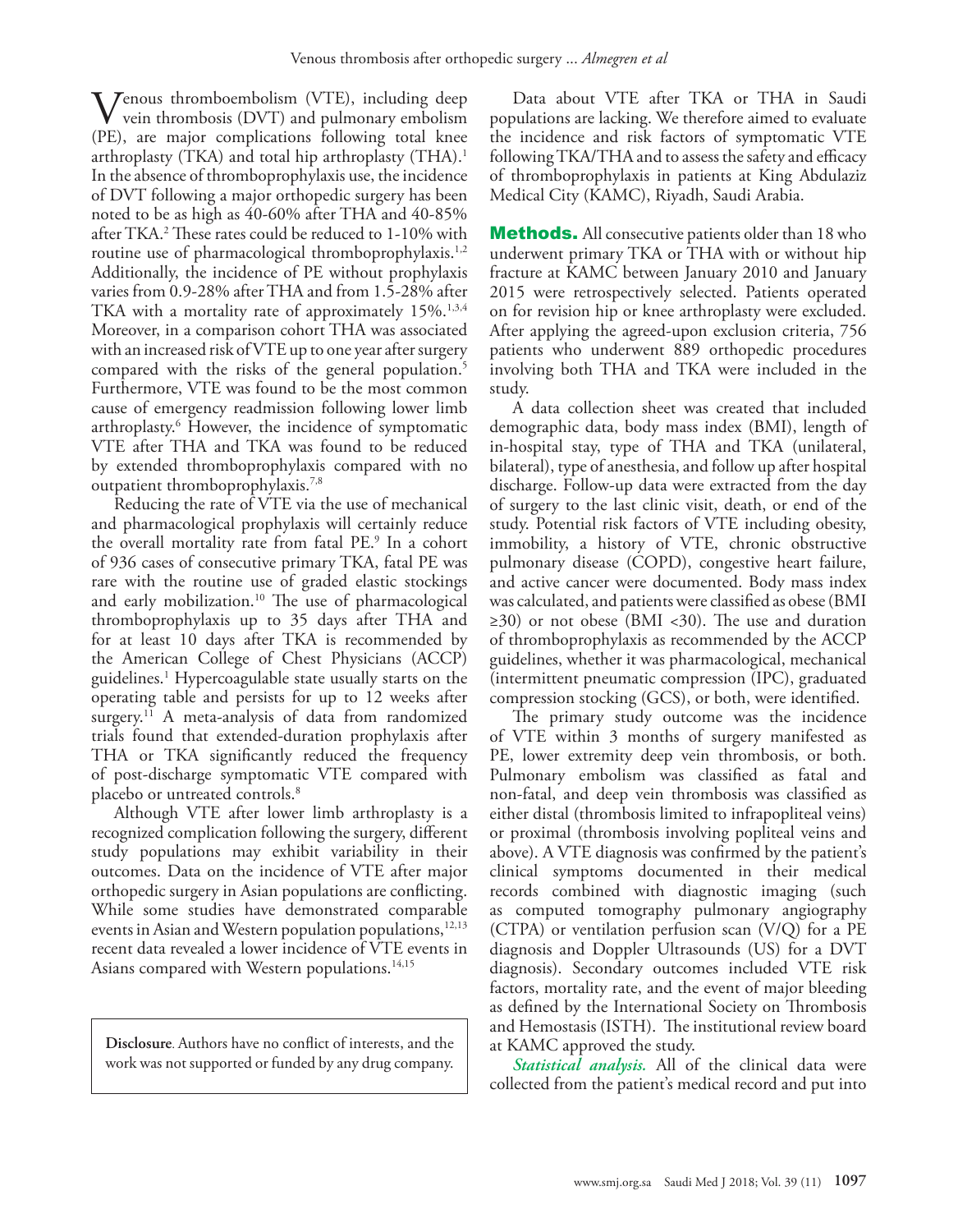Venous thromboembolism (VTE), including deep vein thrombosis (DVT) and pulmonary embolism (PE), are major complications following total knee arthroplasty (TKA) and total hip arthroplasty (THA).[1] In the absence of thromboprophylaxis use, the incidence of DVT following a major orthopedic surgery has been noted to be as high as 40-60% after THA and 40-85% after TKA.[2] These rates could be reduced to 1-10% with routine use of pharmacological thromboprophylaxis.[1,2] Additionally, the incidence of PE without prophylaxis varies from 0.9-28% after THA and from 1.5-28% after TKA with a mortality rate of approximately 15%.[1,3,4] Moreover, in a comparison cohort THA was associated with an increased risk of VTE up to one year after surgery compared with the risks of the general population.[5] Furthermore, VTE was found to be the most common cause of emergency readmission following lower limb arthroplasty.[6] However, the incidence of symptomatic VTE after THA and TKA was found to be reduced by extended thromboprophylaxis compared with no outpatient thromboprophylaxis.[7,8]

Reducing the rate of VTE via the use of mechanical and pharmacological prophylaxis will certainly reduce the overall mortality rate from fatal PE.[9] In a cohort of 936 cases of consecutive primary TKA, fatal PE was rare with the routine use of graded elastic stockings and early mobilization.[10] The use of pharmacological thromboprophylaxis up to 35 days after THA and for at least 10 days after TKA is recommended by the American College of Chest Physicians (ACCP) guidelines.[1] Hypercoagulable state usually starts on the operating table and persists for up to 12 weeks after surgery.[11] A meta-analysis of data from randomized trials found that extended-duration prophylaxis after THA or TKA significantly reduced the frequency of post-discharge symptomatic VTE compared with placebo or untreated controls.[8]

Although VTE after lower limb arthroplasty is a recognized complication following the surgery, different study populations may exhibit variability in their outcomes. Data on the incidence of VTE after major orthopedic surgery in Asian populations are conflicting. While some studies have demonstrated comparable events in Asian and Western population populations,[12,13] recent data revealed a lower incidence of VTE events in Asians compared with Western populations.[14,15]

**Disclosure**. Authors have no conflict of interests, and the work was not supported or funded by any drug company.

Data about VTE after TKA or THA in Saudi populations are lacking. We therefore aimed to evaluate the incidence and risk factors of symptomatic VTE following TKA/THA and to assess the safety and efficacy of thromboprophylaxis in patients at King Abdulaziz Medical City (KAMC), Riyadh, Saudi Arabia.

## Methods.

All consecutive patients older than 18 who underwent primary TKA or THA with or without hip fracture at KAMC between January 2010 and January 2015 were retrospectively selected. Patients operated on for revision hip or knee arthroplasty were excluded. After applying the agreed-upon exclusion criteria, 756 patients who underwent 889 orthopedic procedures involving both THA and TKA were included in the study.

A data collection sheet was created that included demographic data, body mass index (BMI), length of in-hospital stay, type of THA and TKA (unilateral, bilateral), type of anesthesia, and follow up after hospital discharge. Follow-up data were extracted from the day of surgery to the last clinic visit, death, or end of the study. Potential risk factors of VTE including obesity, immobility, a history of VTE, chronic obstructive pulmonary disease (COPD), congestive heart failure, and active cancer were documented. Body mass index was calculated, and patients were classified as obese (BMI ≥30) or not obese (BMI <30). The use and duration of thromboprophylaxis as recommended by the ACCP guidelines, whether it was pharmacological, mechanical (intermittent pneumatic compression (IPC), graduated compression stocking (GCS), or both, were identified.

The primary study outcome was the incidence of VTE within 3 months of surgery manifested as PE, lower extremity deep vein thrombosis, or both. Pulmonary embolism was classified as fatal and non-fatal, and deep vein thrombosis was classified as either distal (thrombosis limited to infrapopliteal veins) or proximal (thrombosis involving popliteal veins and above). A VTE diagnosis was confirmed by the patient's clinical symptoms documented in their medical records combined with diagnostic imaging (such as computed tomography pulmonary angiography (CTPA) or ventilation perfusion scan (V/Q) for a PE diagnosis and Doppler Ultrasounds (US) for a DVT diagnosis). Secondary outcomes included VTE risk factors, mortality rate, and the event of major bleeding as defined by the International Society on Thrombosis and Hemostasis (ISTH). The institutional review board at KAMC approved the study.

***Statistical analysis.*** All of the clinical data were collected from the patient's medical record and put into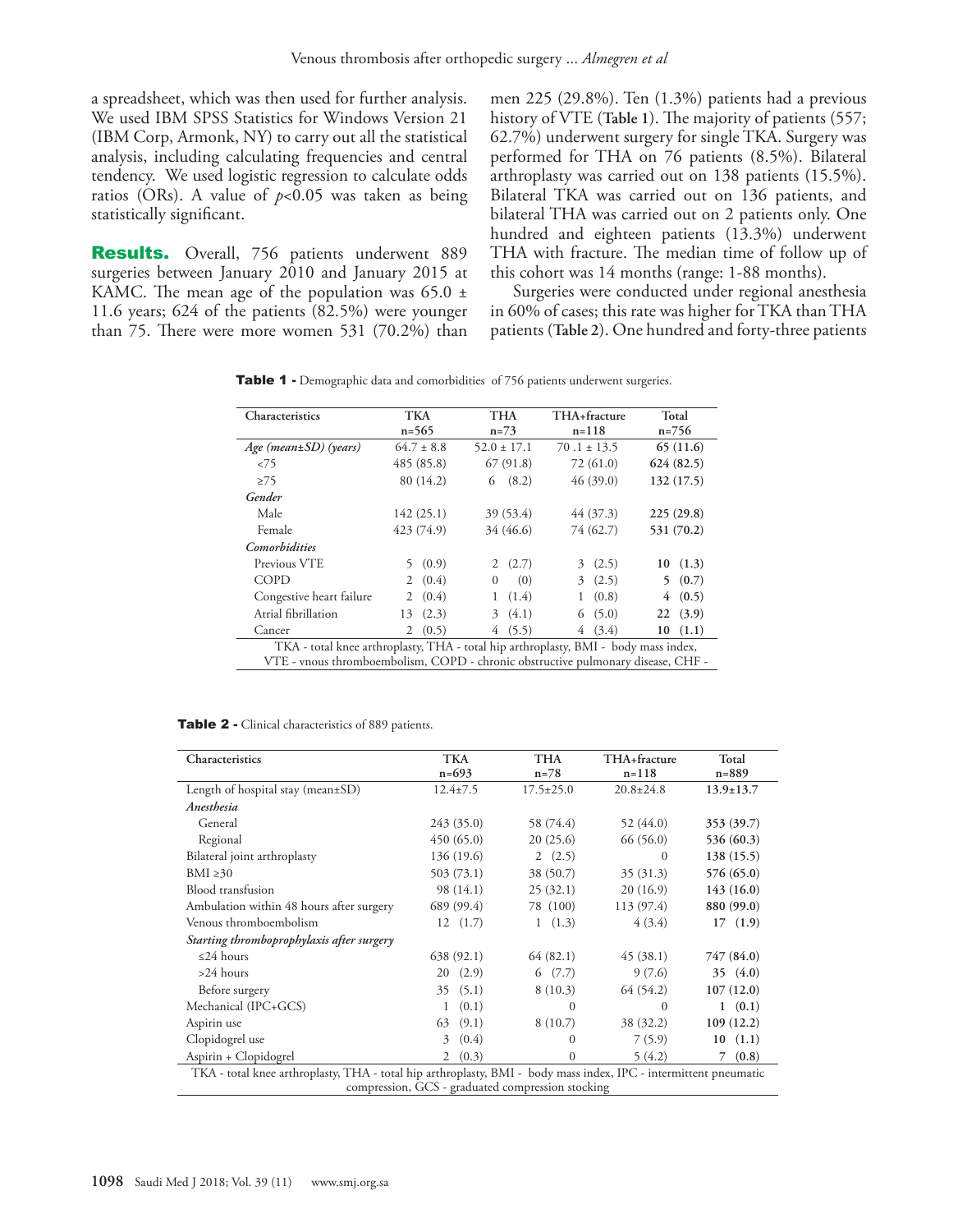a spreadsheet, which was then used for further analysis. We used IBM SPSS Statistics for Windows Version 21 (IBM Corp, Armonk, NY) to carry out all the statistical analysis, including calculating frequencies and central tendency. We used logistic regression to calculate odds ratios (ORs). A value of $p$<0.05 was taken as being statistically significant.

**Results.** Overall, 756 patients underwent 889 surgeries between January 2010 and January 2015 at KAMC. The mean age of the population was 65.0 ± 11.6 years; 624 of the patients (82.5%) were younger than 75. There were more women 531 (70.2%) than men 225 (29.8%). Ten (1.3%) patients had a previous history of VTE (**Table 1**). The majority of patients (557; 62.7%) underwent surgery for single TKA. Surgery was performed for THA on 76 patients (8.5%). Bilateral arthroplasty was carried out on 138 patients (15.5%). Bilateral TKA was carried out on 136 patients, and bilateral THA was carried out on 2 patients only. One hundred and eighteen patients (13.3%) underwent THA with fracture. The median time of follow up of this cohort was 14 months (range: 1-88 months).

Surgeries were conducted under regional anesthesia in 60% of cases; this rate was higher for TKA than THA patients (**Table 2**). One hundred and forty-three patients

**Table 1** - Demographic data and comorbidities of 756 patients underwent surgeries.

| Characteristics | TKA n=565 | THA n=73 | THA+fracture n=118 | Total n=756 |
|---|---|---|---|---|
| *Age (mean±SD) (years)* | 64.7 ± 8.8 | 52.0 ± 17.1 | 70 .1 ± 13.5 | **65 (11.6)** |
| <75 | 485 (85.8) | 67 (91.8) | 72 (61.0) | **624 (82.5)** |
| ≥75 | 80 (14.2) | 6 (8.2) | 46 (39.0) | **132 (17.5)** |
| ***Gender*** | | | | |
| Male | 142 (25.1) | 39 (53.4) | 44 (37.3) | **225 (29.8)** |
| Female | 423 (74.9) | 34 (46.6) | 74 (62.7) | **531 (70.2)** |
| ***Comorbidities*** | | | | |
| Previous VTE | 5 (0.9) | 2 (2.7) | 3 (2.5) | **10 (1.3)** |
| COPD | 2 (0.4) | 0 (0) | 3 (2.5) | **5 (0.7)** |
| Congestive heart failure | 2 (0.4) | 1 (1.4) | 1 (0.8) | **4 (0.5)** |
| Atrial fibrillation | 13 (2.3) | 3 (4.1) | 6 (5.0) | **22 (3.9)** |
| Cancer | 2 (0.5) | 4 (5.5) | 4 (3.4) | **10 (1.1)** |

TKA - total knee arthroplasty, THA - total hip arthroplasty, BMI - body mass index, VTE - vnous thromboembolism, COPD - chronic obstructive pulmonary disease, CHF -

**Table 2** - Clinical characteristics of 889 patients.

| Characteristics | TKA n=693 | THA n=78 | THA+fracture n=118 | Total n=889 |
|---|---|---|---|---|
| Length of hospital stay (mean±SD) | 12.4±7.5 | 17.5±25.0 | 20.8±24.8 | **13.9±13.7** |
| ***Anesthesia*** | | | | |
| General | 243 (35.0) | 58 (74.4) | 52 (44.0) | **353 (39.7)** |
| Regional | 450 (65.0) | 20 (25.6) | 66 (56.0) | **536 (60.3)** |
| Bilateral joint arthroplasty | 136 (19.6) | 2 (2.5) | 0 | **138 (15.5)** |
| BMI ≥30 | 503 (73.1) | 38 (50.7) | 35 (31.3) | **576 (65.0)** |
| Blood transfusion | 98 (14.1) | 25 (32.1) | 20 (16.9) | **143 (16.0)** |
| Ambulation within 48 hours after surgery | 689 (99.4) | 78 (100) | 113 (97.4) | **880 (99.0)** |
| Venous thromboembolism | 12 (1.7) | 1 (1.3) | 4 (3.4) | **17 (1.9)** |
| ***Starting thromboprophylaxis after surgery*** | | | | |
| ≤24 hours | 638 (92.1) | 64 (82.1) | 45 (38.1) | **747 (84.0)** |
| >24 hours | 20 (2.9) | 6 (7.7) | 9 (7.6) | **35 (4.0)** |
| Before surgery | 35 (5.1) | 8 (10.3) | 64 (54.2) | **107 (12.0)** |
| Mechanical (IPC+GCS) | 1 (0.1) | 0 | 0 | **1 (0.1)** |
| Aspirin use | 63 (9.1) | 8 (10.7) | 38 (32.2) | **109 (12.2)** |
| Clopidogrel use | 3 (0.4) | 0 | 7 (5.9) | **10 (1.1)** |
| Aspirin + Clopidogrel | 2 (0.3) | 0 | 5 (4.2) | **7 (0.8)** |

TKA - total knee arthroplasty, THA - total hip arthroplasty, BMI - body mass index, IPC - intermittent pneumatic compression, GCS - graduated compression stocking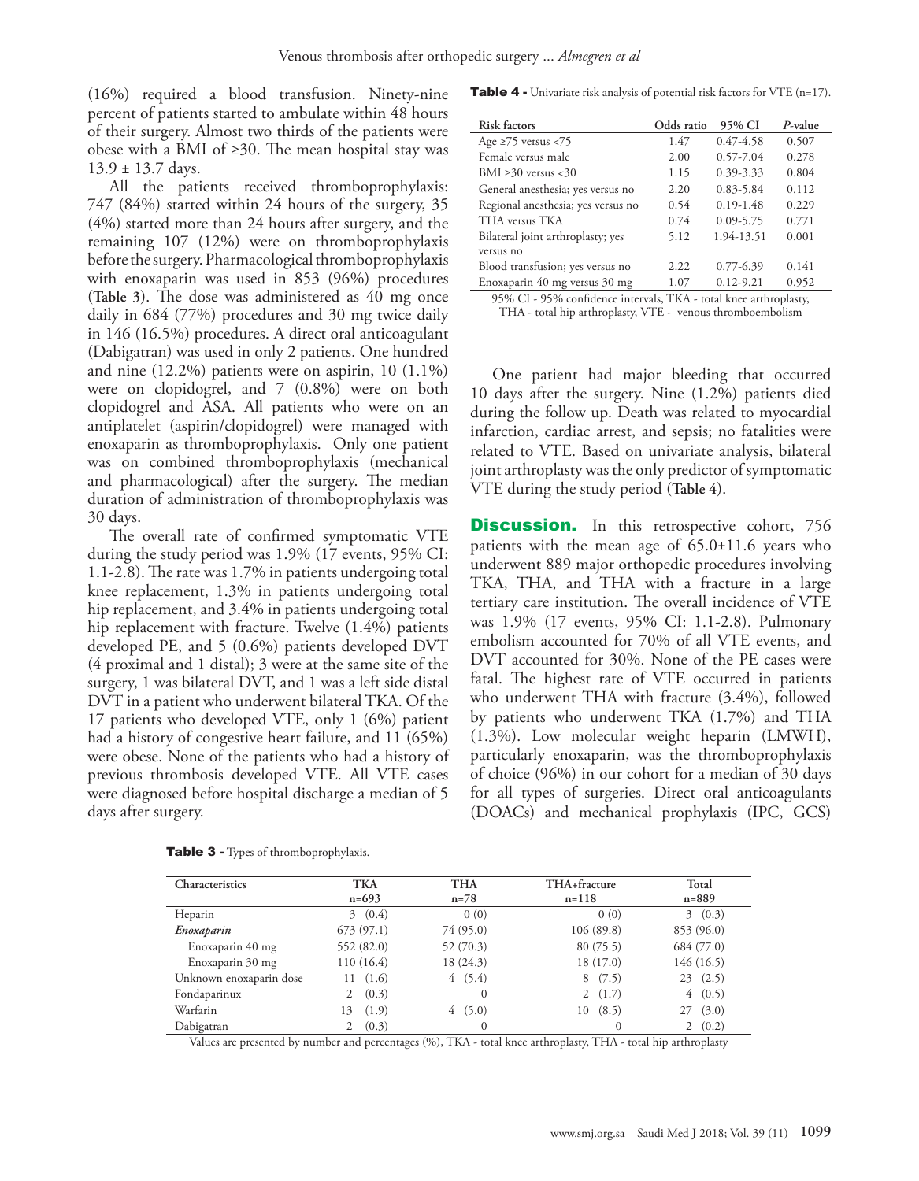(16%) required a blood transfusion. Ninety-nine percent of patients started to ambulate within 48 hours of their surgery. Almost two thirds of the patients were obese with a BMI of ≥30. The mean hospital stay was 13.9 ± 13.7 days.

All the patients received thromboprophylaxis: 747 (84%) started within 24 hours of the surgery, 35 (4%) started more than 24 hours after surgery, and the remaining 107 (12%) were on thromboprophylaxis before the surgery. Pharmacological thromboprophylaxis with enoxaparin was used in 853 (96%) procedures (**Table 3**). The dose was administered as 40 mg once daily in 684 (77%) procedures and 30 mg twice daily in 146 (16.5%) procedures. A direct oral anticoagulant (Dabigatran) was used in only 2 patients. One hundred and nine (12.2%) patients were on aspirin, 10 (1.1%) were on clopidogrel, and 7 (0.8%) were on both clopidogrel and ASA. All patients who were on an antiplatelet (aspirin/clopidogrel) were managed with enoxaparin as thromboprophylaxis. Only one patient was on combined thromboprophylaxis (mechanical and pharmacological) after the surgery. The median duration of administration of thromboprophylaxis was 30 days.

The overall rate of confirmed symptomatic VTE during the study period was 1.9% (17 events, 95% CI: 1.1-2.8). The rate was 1.7% in patients undergoing total knee replacement, 1.3% in patients undergoing total hip replacement, and 3.4% in patients undergoing total hip replacement with fracture. Twelve (1.4%) patients developed PE, and 5 (0.6%) patients developed DVT (4 proximal and 1 distal); 3 were at the same site of the surgery, 1 was bilateral DVT, and 1 was a left side distal DVT in a patient who underwent bilateral TKA. Of the 17 patients who developed VTE, only 1 (6%) patient had a history of congestive heart failure, and 11 (65%) were obese. None of the patients who had a history of previous thrombosis developed VTE. All VTE cases were diagnosed before hospital discharge a median of 5 days after surgery.

**Table 3** - Types of thromboprophylaxis.

| Characteristics | TKA n=693 | THA n=78 | THA+fracture n=118 | Total n=889 |
|---|---|---|---|---|
| Heparin | 3 (0.4) | 0 (0) | 0 (0) | 3 (0.3) |
| *Enoxaparin* | 673 (97.1) | 74 (95.0) | 106 (89.8) | 853 (96.0) |
| Enoxaparin 40 mg | 552 (82.0) | 52 (70.3) | 80 (75.5) | 684 (77.0) |
| Enoxaparin 30 mg | 110 (16.4) | 18 (24.3) | 18 (17.0) | 146 (16.5) |
| Unknown enoxaparin dose | 11 (1.6) | 4 (5.4) | 8 (7.5) | 23 (2.5) |
| Fondaparinux | 2 (0.3) | 0 | 2 (1.7) | 4 (0.5) |
| Warfarin | 13 (1.9) | 4 (5.0) | 10 (8.5) | 27 (3.0) |
| Dabigatran | 2 (0.3) | 0 | 0 | 2 (0.2) |

Values are presented by number and percentages (%), TKA - total knee arthroplasty, THA - total hip arthroplasty

**Table 4** - Univariate risk analysis of potential risk factors for VTE (n=17).

| Risk factors | Odds ratio | 95% CI | *P*-value |
|---|---|---|---|
| Age ≥75 versus <75 | 1.47 | 0.47-4.58 | 0.507 |
| Female versus male | 2.00 | 0.57-7.04 | 0.278 |
| BMI ≥30 versus <30 | 1.15 | 0.39-3.33 | 0.804 |
| General anesthesia; yes versus no | 2.20 | 0.83-5.84 | 0.112 |
| Regional anesthesia; yes versus no | 0.54 | 0.19-1.48 | 0.229 |
| THA versus TKA | 0.74 | 0.09-5.75 | 0.771 |
| Bilateral joint arthroplasty; yes versus no | 5.12 | 1.94-13.51 | 0.001 |
| Blood transfusion; yes versus no | 2.22 | 0.77-6.39 | 0.141 |
| Enoxaparin 40 mg versus 30 mg | 1.07 | 0.12-9.21 | 0.952 |

95% CI - 95% confidence intervals, TKA - total knee arthroplasty, THA - total hip arthroplasty, VTE - venous thromboembolism

One patient had major bleeding that occurred 10 days after the surgery. Nine (1.2%) patients died during the follow up. Death was related to myocardial infarction, cardiac arrest, and sepsis; no fatalities were related to VTE. Based on univariate analysis, bilateral joint arthroplasty was the only predictor of symptomatic VTE during the study period (**Table 4**).

## Discussion.

In this retrospective cohort, 756 patients with the mean age of 65.0±11.6 years who underwent 889 major orthopedic procedures involving TKA, THA, and THA with a fracture in a large tertiary care institution. The overall incidence of VTE was 1.9% (17 events, 95% CI: 1.1-2.8). Pulmonary embolism accounted for 70% of all VTE events, and DVT accounted for 30%. None of the PE cases were fatal. The highest rate of VTE occurred in patients who underwent THA with fracture (3.4%), followed by patients who underwent TKA (1.7%) and THA (1.3%). Low molecular weight heparin (LMWH), particularly enoxaparin, was the thromboprophylaxis of choice (96%) in our cohort for a median of 30 days for all types of surgeries. Direct oral anticoagulants (DOACs) and mechanical prophylaxis (IPC, GCS)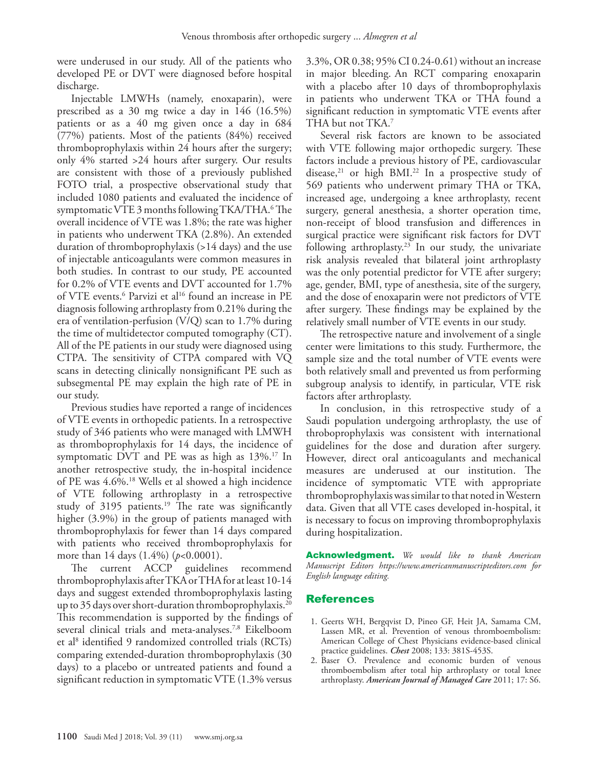were underused in our study. All of the patients who developed PE or DVT were diagnosed before hospital discharge.

Injectable LMWHs (namely, enoxaparin), were prescribed as a 30 mg twice a day in 146 (16.5%) patients or as a 40 mg given once a day in 684 (77%) patients. Most of the patients (84%) received thromboprophylaxis within 24 hours after the surgery; only 4% started >24 hours after surgery. Our results are consistent with those of a previously published FOTO trial, a prospective observational study that included 1080 patients and evaluated the incidence of symptomatic VTE 3 months following TKA/THA.[6] The overall incidence of VTE was 1.8%; the rate was higher in patients who underwent TKA (2.8%). An extended duration of thromboprophylaxis (>14 days) and the use of injectable anticoagulants were common measures in both studies. In contrast to our study, PE accounted for 0.2% of VTE events and DVT accounted for 1.7% of VTE events.[6] Parvizi et al[16] found an increase in PE diagnosis following arthroplasty from 0.21% during the era of ventilation-perfusion (V/Q) scan to 1.7% during the time of multidetector computed tomography (CT). All of the PE patients in our study were diagnosed using CTPA. The sensitivity of CTPA compared with VQ scans in detecting clinically nonsignificant PE such as subsegmental PE may explain the high rate of PE in our study.

Previous studies have reported a range of incidences of VTE events in orthopedic patients. In a retrospective study of 346 patients who were managed with LMWH as thromboprophylaxis for 14 days, the incidence of symptomatic DVT and PE was as high as 13%.[17] In another retrospective study, the in-hospital incidence of PE was 4.6%.[18] Wells et al showed a high incidence of VTE following arthroplasty in a retrospective study of 3195 patients.[19] The rate was significantly higher (3.9%) in the group of patients managed with thromboprophylaxis for fewer than 14 days compared with patients who received thromboprophylaxis for more than 14 days (1.4%) ($p$<0.0001).

The current ACCP guidelines recommend thromboprophylaxis after TKA or THA for at least 10-14 days and suggest extended thromboprophylaxis lasting up to 35 days over short-duration thromboprophylaxis.[20] This recommendation is supported by the findings of several clinical trials and meta-analyses.[7,8] Eikelboom et al[8] identified 9 randomized controlled trials (RCTs) comparing extended-duration thromboprophylaxis (30 days) to a placebo or untreated patients and found a significant reduction in symptomatic VTE (1.3% versus 3.3%, OR 0.38; 95% CI 0.24-0.61) without an increase in major bleeding. An RCT comparing enoxaparin with a placebo after 10 days of thromboprophylaxis in patients who underwent TKA or THA found a significant reduction in symptomatic VTE events after THA but not TKA.[7]

Several risk factors are known to be associated with VTE following major orthopedic surgery. These factors include a previous history of PE, cardiovascular disease,[21] or high BMI.[22] In a prospective study of 569 patients who underwent primary THA or TKA, increased age, undergoing a knee arthroplasty, recent surgery, general anesthesia, a shorter operation time, non-receipt of blood transfusion and differences in surgical practice were significant risk factors for DVT following arthroplasty.[23] In our study, the univariate risk analysis revealed that bilateral joint arthroplasty was the only potential predictor for VTE after surgery; age, gender, BMI, type of anesthesia, site of the surgery, and the dose of enoxaparin were not predictors of VTE after surgery. These findings may be explained by the relatively small number of VTE events in our study.

The retrospective nature and involvement of a single center were limitations to this study. Furthermore, the sample size and the total number of VTE events were both relatively small and prevented us from performing subgroup analysis to identify, in particular, VTE risk factors after arthroplasty.

In conclusion, in this retrospective study of a Saudi population undergoing arthroplasty, the use of throboprophylaxis was consistent with international guidelines for the dose and duration after surgery. However, direct oral anticoagulants and mechanical measures are underused at our institution. The incidence of symptomatic VTE with appropriate thromboprophylaxis was similar to that noted in Western data. Given that all VTE cases developed in-hospital, it is necessary to focus on improving thromboprophylaxis during hospitalization.

**Acknowledgment.** *We would like to thank American Manuscript Editors https://www.americanmanuscripteditors.com for English language editing.*

## References

1. Geerts WH, Bergqvist D, Pineo GF, Heit JA, Samama CM, Lassen MR, et al. Prevention of venous thromboembolism: American College of Chest Physicians evidence-based clinical practice guidelines. *Chest* 2008; 133: 381S-453S.
2. Baser O. Prevalence and economic burden of venous thromboembolism after total hip arthroplasty or total knee arthroplasty. *American Journal of Managed Care* 2011; 17: S6.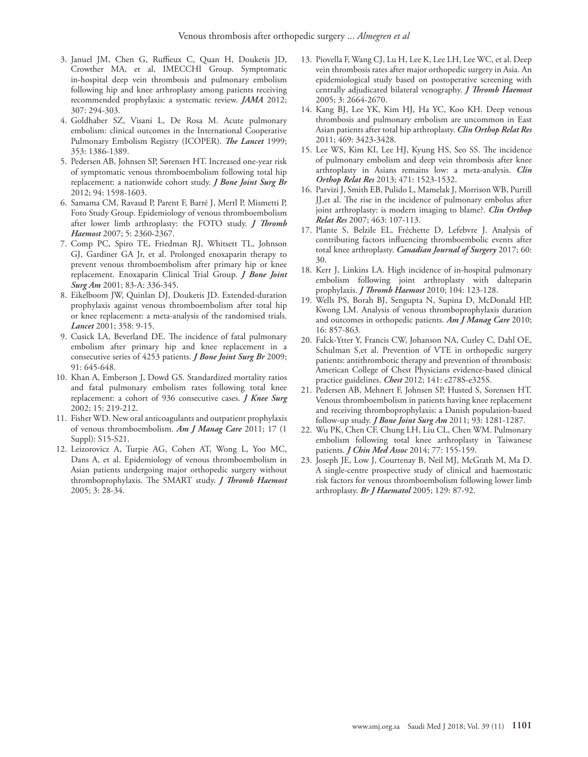3. Januel JM, Chen G, Ruffieux C, Quan H, Douketis JD, Crowther MA, et al, IMECCHI Group. Symptomatic in-hospital deep vein thrombosis and pulmonary embolism following hip and knee arthroplasty among patients receiving recommended prophylaxis: a systematic review. ***JAMA*** 2012; 307: 294-303.
4. Goldhaber SZ, Visani L, De Rosa M. Acute pulmonary embolism: clinical outcomes in the International Cooperative Pulmonary Embolism Registry (ICOPER). ***The Lancet*** 1999; 353: 1386-1389.
5. Pedersen AB, Johnsen SP, Sørensen HT. Increased one-year risk of symptomatic venous thromboembolism following total hip replacement: a nationwide cohort study. ***J Bone Joint Surg Br*** 2012; 94: 1598-1603.
6. Samama CM, Ravaud P, Parent F, Barré J, Mertl P, Mismetti P, Foto Study Group. Epidemiology of venous thromboembolism after lower limb arthroplasty: the FOTO study. ***J Thromb Haemost*** 2007; 5: 2360-2367.
7. Comp PC, Spiro TE, Friedman RJ, Whitsett TL, Johnson GJ, Gardiner GA Jr, et al. Prolonged enoxaparin therapy to prevent venous thromboembolism after primary hip or knee replacement. Enoxaparin Clinical Trial Group. ***J Bone Joint Surg Am*** 2001; 83-A: 336-345.
8. Eikelboom JW, Quinlan DJ, Douketis JD. Extended-duration prophylaxis against venous thromboembolism after total hip or knee replacement: a meta-analysis of the randomised trials. ***Lancet*** 2001; 358: 9-15.
9. Cusick LA, Beverland DE. The incidence of fatal pulmonary embolism after primary hip and knee replacement in a consecutive series of 4253 patients. ***J Bone Joint Surg Br*** 2009; 91: 645-648.
10. Khan A, Emberson J, Dowd GS. Standardized mortality ratios and fatal pulmonary embolism rates following total knee replacement: a cohort of 936 consecutive cases. ***J Knee Surg*** 2002; 15: 219-212.
11. Fisher WD. New oral anticoagulants and outpatient prophylaxis of venous thromboembolism. ***Am J Manag Care*** 2011; 17 (1 Suppl): S15-S21.
12. Leizorovicz A, Turpie AG, Cohen AT, Wong L, Yoo MC, Dans A, et al. Epidemiology of venous thromboembolism in Asian patients undergoing major orthopedic surgery without thromboprophylaxis. The SMART study. ***J Thromb Haemost*** 2005; 3: 28-34.
13. Piovella F, Wang CJ, Lu H, Lee K, Lee LH, Lee WC, et al. Deep vein thrombosis rates after major orthopedic surgery in Asia. An epidemiological study based on postoperative screening with centrally adjudicated bilateral venography. ***J Thromb Haemost*** 2005; 3: 2664-2670.
14. Kang BJ, Lee YK, Kim HJ, Ha YC, Koo KH. Deep venous thrombosis and pulmonary embolism are uncommon in East Asian patients after total hip arthroplasty. ***Clin Orthop Relat Res*** 2011; 469: 3423-3428.
15. Lee WS, Kim KI, Lee HJ, Kyung HS, Seo SS. The incidence of pulmonary embolism and deep vein thrombosis after knee arthroplasty in Asians remains low: a meta-analysis. ***Clin Orthop Relat Res*** 2013; 471: 1523-1532.
16. Parvizi J, Smith EB, Pulido L, Mamelak J, Morrison WB, Purtill JJ,et al. The rise in the incidence of pulmonary embolus after joint arthroplasty: is modern imaging to blame?. ***Clin Orthop Relat Res*** 2007; 463: 107-113.
17. Plante S, Belzile EL, Fréchette D, Lefebvre J. Analysis of contributing factors influencing thromboembolic events after total knee arthroplasty. ***Canadian Journal of Surgery*** 2017; 60: 30.
18. Kerr J, Linkins LA. High incidence of in-hospital pulmonary embolism following joint arthroplasty with dalteparin prophylaxis. ***J Thromb Haemost*** 2010; 104: 123-128.
19. Wells PS, Borah BJ, Sengupta N, Supina D, McDonald HP, Kwong LM. Analysis of venous thromboprophylaxis duration and outcomes in orthopedic patients. ***Am J Manag Care*** 2010; 16: 857-863.
20. Falck-Ytter Y, Francis CW, Johanson NA, Curley C, Dahl OE, Schulman S,et al. Prevention of VTE in orthopedic surgery patients: antithrombotic therapy and prevention of thrombosis: American College of Chest Physicians evidence-based clinical practice guidelines. ***Chest*** 2012; 141: e278S-e325S.
21. Pedersen AB, Mehnert F, Johnsen SP, Husted S, Sorensen HT. Venous thromboembolism in patients having knee replacement and receiving thromboprophylaxis: a Danish population-based follow-up study. ***J Bone Joint Surg Am*** 2011; 93: 1281-1287.
22. Wu PK, Chen CF, Chung LH, Liu CL, Chen WM. Pulmonary embolism following total knee arthroplasty in Taiwanese patients. ***J Chin Med Assoc*** 2014; 77: 155-159.
23. Joseph JE, Low J, Courtenay B, Neil MJ, McGrath M, Ma D. A single-centre prospective study of clinical and haemostatic risk factors for venous thromboembolism following lower limb arthroplasty. ***Br J Haematol*** 2005; 129: 87-92.